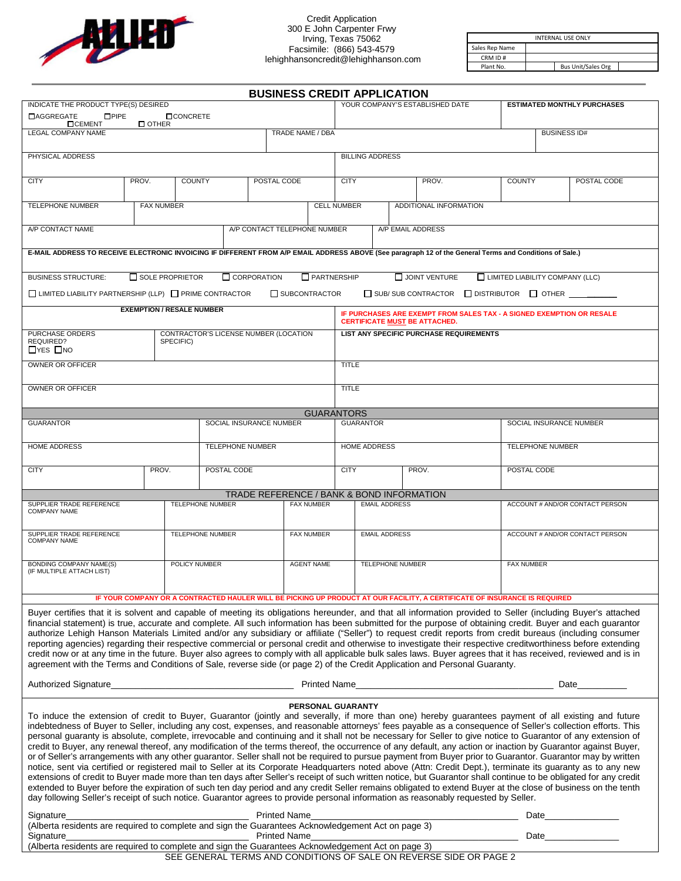Credit Application
300 E John Carpenter Frwy
Irving, Texas 75062
Facsimile: (866) 543-4579
lehighhansoncredit@lehighhanson.com

| INTERNAL USE ONLY | | | |
|---|---|---|---|
| Sales Rep Name | | | |
| CRM ID # | | | |
| Plant No. | | Bus Unit/Sales Org | |

# BUSINESS CREDIT APPLICATION

| INDICATE THE PRODUCT TYPE(S) DESIRED | YOUR COMPANY'S ESTABLISHED DATE | **ESTIMATED MONTHLY PURCHASES** |
|---|---|---|
| ☐AGGREGATE ☐PIPE ☐CONCRETE ☐CEMENT ☐ OTHER | | |

| LEGAL COMPANY NAME | TRADE NAME / DBA | BUSINESS ID# |
|---|---|---|
| | | |

| PHYSICAL ADDRESS | | | | BILLING ADDRESS | | | |
|---|---|---|---|---|---|---|---|
| CITY | PROV. | COUNTY | POSTAL CODE | CITY | PROV. | COUNTY | POSTAL CODE |
| | | | | | | | |

| TELEPHONE NUMBER | FAX NUMBER | CELL NUMBER | ADDITIONAL INFORMATION |
|---|---|---|---|
| | | | |

| A/P CONTACT NAME | A/P CONTACT TELEPHONE NUMBER | A/P EMAIL ADDRESS |
|---|---|---|
| | | |

**E-MAIL ADDRESS TO RECEIVE ELECTRONIC INVOICING IF DIFFERENT FROM A/P EMAIL ADDRESS ABOVE (See paragraph 12 of the General Terms and Conditions of Sale.)**

BUSINESS STRUCTURE: ☐ SOLE PROPRIETOR ☐ CORPORATION ☐ PARTNERSHIP ☐ JOINT VENTURE ☐ LIMITED LIABILITY COMPANY (LLC)
☐ LIMITED LIABILITY PARTNERSHIP (LLP) ☐ PRIME CONTRACTOR ☐ SUBCONTRACTOR ☐ SUB/ SUB CONTRACTOR ☐ DISTRIBUTOR ☐ OTHER ________

| **EXEMPTION / RESALE NUMBER** | | **IF PURCHASES ARE EXEMPT FROM SALES TAX - A SIGNED EXEMPTION OR RESALE CERTIFICATE MUST BE ATTACHED.** |
|---|---|---|
| PURCHASE ORDERS REQUIRED? ☐YES ☐NO | CONTRACTOR'S LICENSE NUMBER (LOCATION SPECIFIC) | **LIST ANY SPECIFIC PURCHASE REQUIREMENTS** |

| OWNER OR OFFICER | TITLE |
|---|---|
| OWNER OR OFFICER | TITLE |

## GUARANTORS

| GUARANTOR | | SOCIAL INSURANCE NUMBER | GUARANTOR | | SOCIAL INSURANCE NUMBER |
|---|---|---|---|---|---|
| HOME ADDRESS | | TELEPHONE NUMBER | HOME ADDRESS | | TELEPHONE NUMBER |
| CITY | PROV. | POSTAL CODE | CITY | PROV. | POSTAL CODE |

## TRADE REFERENCE / BANK & BOND INFORMATION

| SUPPLIER TRADE REFERENCE COMPANY NAME | TELEPHONE NUMBER | FAX NUMBER | EMAIL ADDRESS | ACCOUNT # AND/OR CONTACT PERSON |
|---|---|---|---|---|
| SUPPLIER TRADE REFERENCE COMPANY NAME | TELEPHONE NUMBER | FAX NUMBER | EMAIL ADDRESS | ACCOUNT # AND/OR CONTACT PERSON |
| BONDING COMPANY NAME(S) (IF MULTIPLE ATTACH LIST) | POLICY NUMBER | AGENT NAME | TELEPHONE NUMBER | FAX NUMBER |

**IF YOUR COMPANY OR A CONTRACTED HAULER WILL BE PICKING UP PRODUCT AT OUR FACILITY, A CERTIFICATE OF INSURANCE IS REQUIRED**

Buyer certifies that it is solvent and capable of meeting its obligations hereunder, and that all information provided to Seller (including Buyer's attached financial statement) is true, accurate and complete. All such information has been submitted for the purpose of obtaining credit. Buyer and each guarantor authorize Lehigh Hanson Materials Limited and/or any subsidiary or affiliate ("Seller") to request credit reports from credit bureaus (including consumer reporting agencies) regarding their respective commercial or personal credit and otherwise to investigate their respective creditworthiness before extending credit now or at any time in the future. Buyer also agrees to comply with all applicable bulk sales laws. Buyer agrees that it has received, reviewed and is in agreement with the Terms and Conditions of Sale, reverse side (or page 2) of the Credit Application and Personal Guaranty.

Authorized Signature___________________________ Printed Name_______________________________ Date_________

## PERSONAL GUARANTY

To induce the extension of credit to Buyer, Guarantor (jointly and severally, if more than one) hereby guarantees payment of all existing and future indebtedness of Buyer to Seller, including any cost, expenses, and reasonable attorneys' fees payable as a consequence of Seller's collection efforts. This personal guaranty is absolute, complete, irrevocable and continuing and it shall not be necessary for Seller to give notice to Guarantor of any extension of credit to Buyer, any renewal thereof, any modification of the terms thereof, the occurrence of any default, any action or inaction by Guarantor against Buyer, or of Seller's arrangements with any other guarantor. Seller shall not be required to pursue payment from Buyer prior to Guarantor. Guarantor may by written notice, sent via certified or registered mail to Seller at its Corporate Headquarters noted above (Attn: Credit Dept.), terminate its guaranty as to any new extensions of credit to Buyer made more than ten days after Seller's receipt of such written notice, but Guarantor shall continue to be obligated for any credit extended to Buyer before the expiration of such ten day period and any credit Seller remains obligated to extend Buyer at the close of business on the tenth day following Seller's receipt of such notice. Guarantor agrees to provide personal information as reasonably requested by Seller.

Signature___________________________ Printed Name_______________________________ Date_______________
(Alberta residents are required to complete and sign the Guarantees Acknowledgement Act on page 3)
Signature___________________________ Printed Name_______________________________ Date_______________
(Alberta residents are required to complete and sign the Guarantees Acknowledgement Act on page 3)

SEE GENERAL TERMS AND CONDITIONS OF SALE ON REVERSE SIDE OR PAGE 2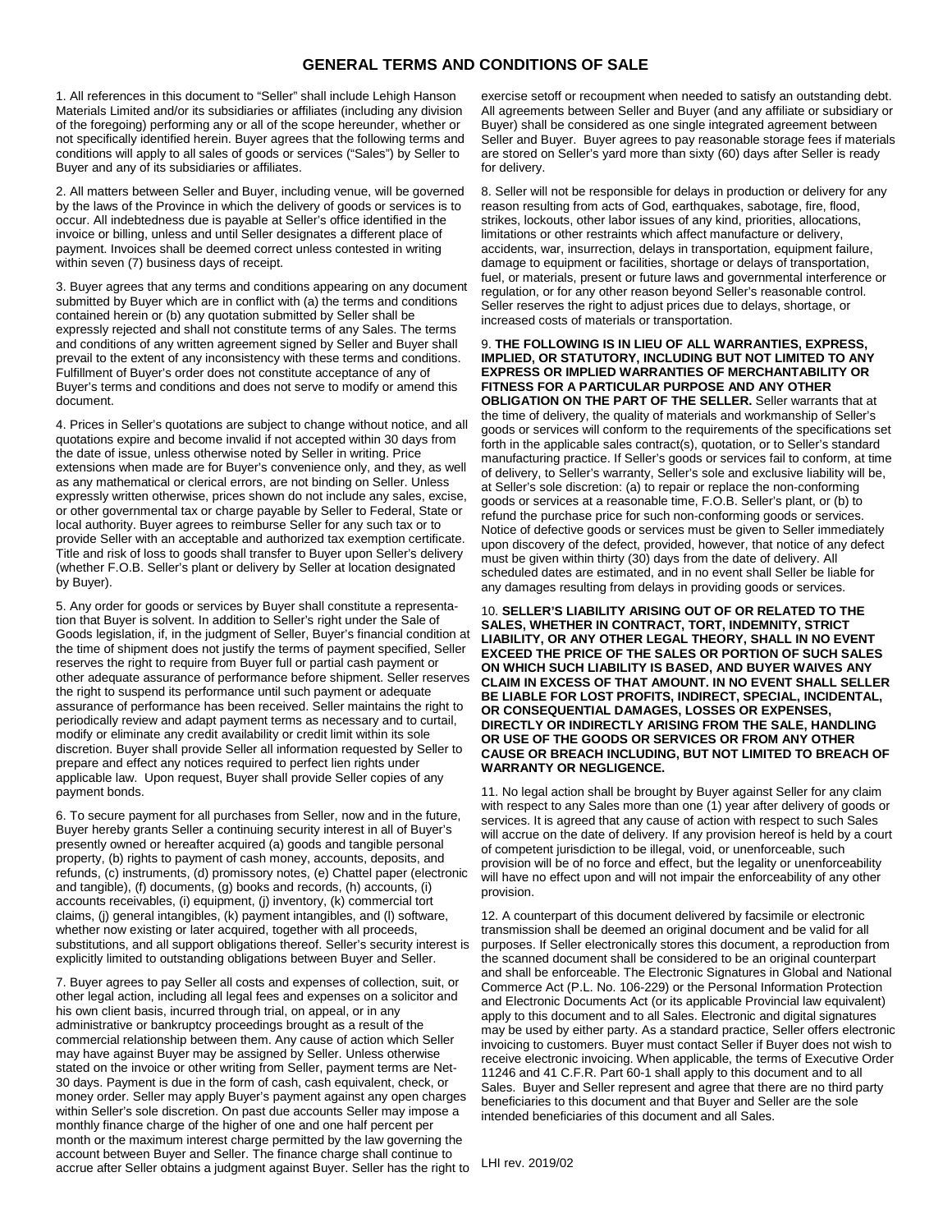# GENERAL TERMS AND CONDITIONS OF SALE

1. All references in this document to "Seller" shall include Lehigh Hanson Materials Limited and/or its subsidiaries or affiliates (including any division of the foregoing) performing any or all of the scope hereunder, whether or not specifically identified herein. Buyer agrees that the following terms and conditions will apply to all sales of goods or services ("Sales") by Seller to Buyer and any of its subsidiaries or affiliates.

2. All matters between Seller and Buyer, including venue, will be governed by the laws of the Province in which the delivery of goods or services is to occur. All indebtedness due is payable at Seller's office identified in the invoice or billing, unless and until Seller designates a different place of payment. Invoices shall be deemed correct unless contested in writing within seven (7) business days of receipt.

3. Buyer agrees that any terms and conditions appearing on any document submitted by Buyer which are in conflict with (a) the terms and conditions contained herein or (b) any quotation submitted by Seller shall be expressly rejected and shall not constitute terms of any Sales. The terms and conditions of any written agreement signed by Seller and Buyer shall prevail to the extent of any inconsistency with these terms and conditions. Fulfillment of Buyer's order does not constitute acceptance of any of Buyer's terms and conditions and does not serve to modify or amend this document.

4. Prices in Seller's quotations are subject to change without notice, and all quotations expire and become invalid if not accepted within 30 days from the date of issue, unless otherwise noted by Seller in writing. Price extensions when made are for Buyer's convenience only, and they, as well as any mathematical or clerical errors, are not binding on Seller. Unless expressly written otherwise, prices shown do not include any sales, excise, or other governmental tax or charge payable by Seller to Federal, State or local authority. Buyer agrees to reimburse Seller for any such tax or to provide Seller with an acceptable and authorized tax exemption certificate. Title and risk of loss to goods shall transfer to Buyer upon Seller's delivery (whether F.O.B. Seller's plant or delivery by Seller at location designated by Buyer).

5. Any order for goods or services by Buyer shall constitute a representation that Buyer is solvent. In addition to Seller's right under the Sale of Goods legislation, if, in the judgment of Seller, Buyer's financial condition at the time of shipment does not justify the terms of payment specified, Seller reserves the right to require from Buyer full or partial cash payment or other adequate assurance of performance before shipment. Seller reserves the right to suspend its performance until such payment or adequate assurance of performance has been received. Seller maintains the right to periodically review and adapt payment terms as necessary and to curtail, modify or eliminate any credit availability or credit limit within its sole discretion. Buyer shall provide Seller all information requested by Seller to prepare and effect any notices required to perfect lien rights under applicable law. Upon request, Buyer shall provide Seller copies of any payment bonds.

6. To secure payment for all purchases from Seller, now and in the future, Buyer hereby grants Seller a continuing security interest in all of Buyer's presently owned or hereafter acquired (a) goods and tangible personal property, (b) rights to payment of cash money, accounts, deposits, and refunds, (c) instruments, (d) promissory notes, (e) Chattel paper (electronic and tangible), (f) documents, (g) books and records, (h) accounts, (i) accounts receivables, (i) equipment, (j) inventory, (k) commercial tort claims, (j) general intangibles, (k) payment intangibles, and (l) software, whether now existing or later acquired, together with all proceeds, substitutions, and all support obligations thereof. Seller's security interest is explicitly limited to outstanding obligations between Buyer and Seller.

7. Buyer agrees to pay Seller all costs and expenses of collection, suit, or other legal action, including all legal fees and expenses on a solicitor and his own client basis, incurred through trial, on appeal, or in any administrative or bankruptcy proceedings brought as a result of the commercial relationship between them. Any cause of action which Seller may have against Buyer may be assigned by Seller. Unless otherwise stated on the invoice or other writing from Seller, payment terms are Net-30 days. Payment is due in the form of cash, cash equivalent, check, or money order. Seller may apply Buyer's payment against any open charges within Seller's sole discretion. On past due accounts Seller may impose a monthly finance charge of the higher of one and one half percent per month or the maximum interest charge permitted by the law governing the account between Buyer and Seller. The finance charge shall continue to accrue after Seller obtains a judgment against Buyer. Seller has the right to exercise setoff or recoupment when needed to satisfy an outstanding debt. All agreements between Seller and Buyer (and any affiliate or subsidiary or Buyer) shall be considered as one single integrated agreement between Seller and Buyer. Buyer agrees to pay reasonable storage fees if materials are stored on Seller's yard more than sixty (60) days after Seller is ready for delivery.

8. Seller will not be responsible for delays in production or delivery for any reason resulting from acts of God, earthquakes, sabotage, fire, flood, strikes, lockouts, other labor issues of any kind, priorities, allocations, limitations or other restraints which affect manufacture or delivery, accidents, war, insurrection, delays in transportation, equipment failure, damage to equipment or facilities, shortage or delays of transportation, fuel, or materials, present or future laws and governmental interference or regulation, or for any other reason beyond Seller's reasonable control. Seller reserves the right to adjust prices due to delays, shortage, or increased costs of materials or transportation.

9. **THE FOLLOWING IS IN LIEU OF ALL WARRANTIES, EXPRESS, IMPLIED, OR STATUTORY, INCLUDING BUT NOT LIMITED TO ANY EXPRESS OR IMPLIED WARRANTIES OF MERCHANTABILITY OR FITNESS FOR A PARTICULAR PURPOSE AND ANY OTHER OBLIGATION ON THE PART OF THE SELLER.** Seller warrants that at the time of delivery, the quality of materials and workmanship of Seller's goods or services will conform to the requirements of the specifications set forth in the applicable sales contract(s), quotation, or to Seller's standard manufacturing practice. If Seller's goods or services fail to conform, at time of delivery, to Seller's warranty, Seller's sole and exclusive liability will be, at Seller's sole discretion: (a) to repair or replace the non-conforming goods or services at a reasonable time, F.O.B. Seller's plant, or (b) to refund the purchase price for such non-conforming goods or services. Notice of defective goods or services must be given to Seller immediately upon discovery of the defect, provided, however, that notice of any defect must be given within thirty (30) days from the date of delivery. All scheduled dates are estimated, and in no event shall Seller be liable for any damages resulting from delays in providing goods or services.

10. **SELLER'S LIABILITY ARISING OUT OF OR RELATED TO THE SALES, WHETHER IN CONTRACT, TORT, INDEMNITY, STRICT LIABILITY, OR ANY OTHER LEGAL THEORY, SHALL IN NO EVENT EXCEED THE PRICE OF THE SALES OR PORTION OF SUCH SALES ON WHICH SUCH LIABILITY IS BASED, AND BUYER WAIVES ANY CLAIM IN EXCESS OF THAT AMOUNT. IN NO EVENT SHALL SELLER BE LIABLE FOR LOST PROFITS, INDIRECT, SPECIAL, INCIDENTAL, OR CONSEQUENTIAL DAMAGES, LOSSES OR EXPENSES, DIRECTLY OR INDIRECTLY ARISING FROM THE SALE, HANDLING OR USE OF THE GOODS OR SERVICES OR FROM ANY OTHER CAUSE OR BREACH INCLUDING, BUT NOT LIMITED TO BREACH OF WARRANTY OR NEGLIGENCE.**

11. No legal action shall be brought by Buyer against Seller for any claim with respect to any Sales more than one (1) year after delivery of goods or services. It is agreed that any cause of action with respect to such Sales will accrue on the date of delivery. If any provision hereof is held by a court of competent jurisdiction to be illegal, void, or unenforceable, such provision will be of no force and effect, but the legality or unenforceability will have no effect upon and will not impair the enforceability of any other provision.

12. A counterpart of this document delivered by facsimile or electronic transmission shall be deemed an original document and be valid for all purposes. If Seller electronically stores this document, a reproduction from the scanned document shall be considered to be an original counterpart and shall be enforceable. The Electronic Signatures in Global and National Commerce Act (P.L. No. 106-229) or the Personal Information Protection and Electronic Documents Act (or its applicable Provincial law equivalent) apply to this document and to all Sales. Electronic and digital signatures may be used by either party. As a standard practice, Seller offers electronic invoicing to customers. Buyer must contact Seller if Buyer does not wish to receive electronic invoicing. When applicable, the terms of Executive Order 11246 and 41 C.F.R. Part 60-1 shall apply to this document and to all Sales. Buyer and Seller represent and agree that there are no third party beneficiaries to this document and that Buyer and Seller are the sole intended beneficiaries of this document and all Sales.

LHI rev. 2019/02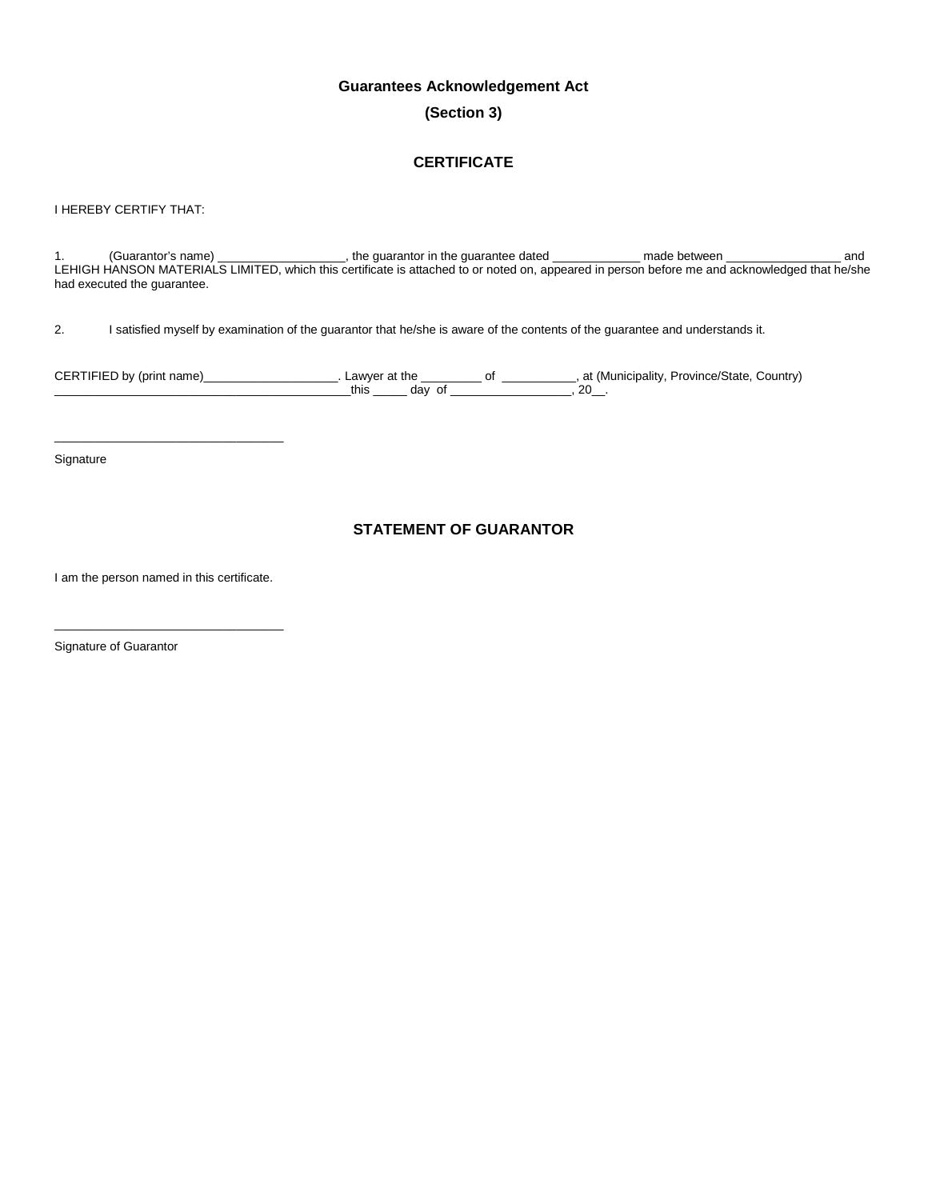**Guarantees Acknowledgement Act**

**(Section 3)**

## CERTIFICATE

I HEREBY CERTIFY THAT:

1. (Guarantor's name) ___________________, the guarantor in the guarantee dated _____________ made between _________________ and LEHIGH HANSON MATERIALS LIMITED, which this certificate is attached to or noted on, appeared in person before me and acknowledged that he/she had executed the guarantee.

2. I satisfied myself by examination of the guarantor that he/she is aware of the contents of the guarantee and understands it.

CERTIFIED by (print name)____________________. Lawyer at the _________ of ___________, at (Municipality, Province/State, Country) ____________________________________________this _____ day of __________________, 20__.

__________________________________

Signature

## STATEMENT OF GUARANTOR

I am the person named in this certificate.

__________________________________

Signature of Guarantor